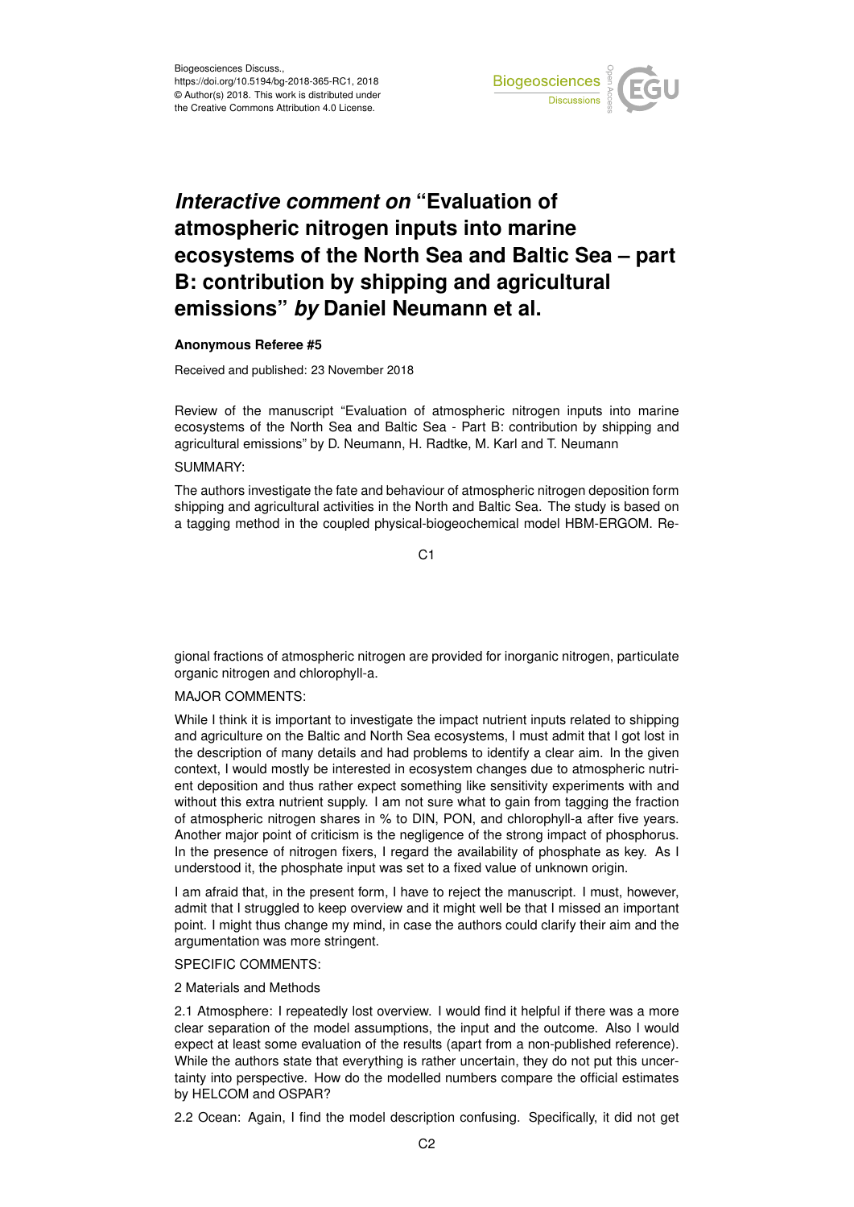# *Interactive comment on* "Evaluation of atmospheric nitrogen inputs into marine ecosystems of the North Sea and Baltic Sea – part B: contribution by shipping and agricultural emissions" *by* Daniel Neumann et al.

**Anonymous Referee #5**

Received and published: 23 November 2018

Review of the manuscript "Evaluation of atmospheric nitrogen inputs into marine ecosystems of the North Sea and Baltic Sea - Part B: contribution by shipping and agricultural emissions" by D. Neumann, H. Radtke, M. Karl and T. Neumann

SUMMARY:

The authors investigate the fate and behaviour of atmospheric nitrogen deposition form shipping and agricultural activities in the North and Baltic Sea. The study is based on a tagging method in the coupled physical-biogeochemical model HBM-ERGOM. Regional fractions of atmospheric nitrogen are provided for inorganic nitrogen, particulate organic nitrogen and chlorophyll-a.

MAJOR COMMENTS:

While I think it is important to investigate the impact nutrient inputs related to shipping and agriculture on the Baltic and North Sea ecosystems, I must admit that I got lost in the description of many details and had problems to identify a clear aim. In the given context, I would mostly be interested in ecosystem changes due to atmospheric nutrient deposition and thus rather expect something like sensitivity experiments with and without this extra nutrient supply. I am not sure what to gain from tagging the fraction of atmospheric nitrogen shares in % to DIN, PON, and chlorophyll-a after five years. Another major point of criticism is the negligence of the strong impact of phosphorus. In the presence of nitrogen fixers, I regard the availability of phosphate as key. As I understood it, the phosphate input was set to a fixed value of unknown origin.

I am afraid that, in the present form, I have to reject the manuscript. I must, however, admit that I struggled to keep overview and it might well be that I missed an important point. I might thus change my mind, in case the authors could clarify their aim and the argumentation was more stringent.

SPECIFIC COMMENTS:

2 Materials and Methods

2.1 Atmosphere: I repeatedly lost overview. I would find it helpful if there was a more clear separation of the model assumptions, the input and the outcome. Also I would expect at least some evaluation of the results (apart from a non-published reference). While the authors state that everything is rather uncertain, they do not put this uncertainty into perspective. How do the modelled numbers compare the official estimates by HELCOM and OSPAR?

2.2 Ocean: Again, I find the model description confusing. Specifically, it did not get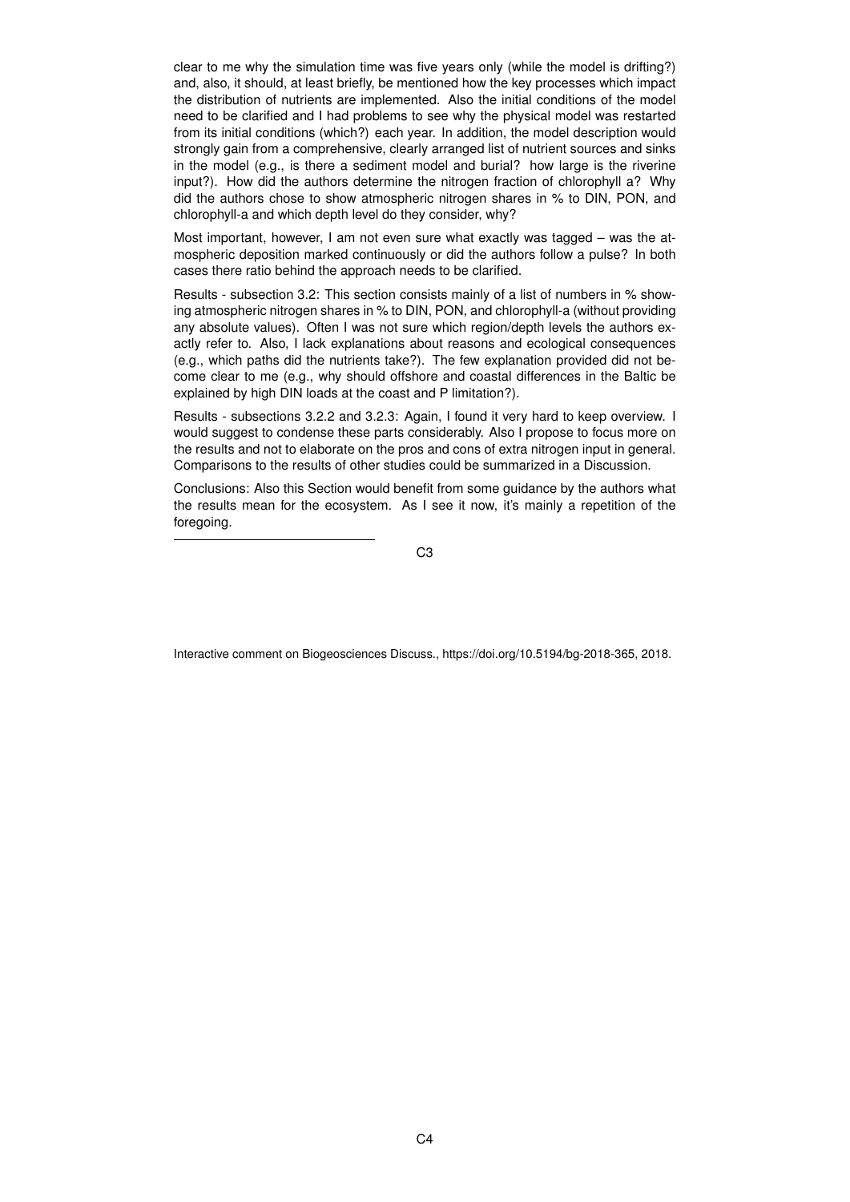clear to me why the simulation time was five years only (while the model is drifting?) and, also, it should, at least briefly, be mentioned how the key processes which impact the distribution of nutrients are implemented. Also the initial conditions of the model need to be clarified and I had problems to see why the physical model was restarted from its initial conditions (which?) each year. In addition, the model description would strongly gain from a comprehensive, clearly arranged list of nutrient sources and sinks in the model (e.g., is there a sediment model and burial? how large is the riverine input?). How did the authors determine the nitrogen fraction of chlorophyll a? Why did the authors chose to show atmospheric nitrogen shares in % to DIN, PON, and chlorophyll-a and which depth level do they consider, why?

Most important, however, I am not even sure what exactly was tagged – was the atmospheric deposition marked continuously or did the authors follow a pulse? In both cases there ratio behind the approach needs to be clarified.

Results - subsection 3.2: This section consists mainly of a list of numbers in % showing atmospheric nitrogen shares in % to DIN, PON, and chlorophyll-a (without providing any absolute values). Often I was not sure which region/depth levels the authors exactly refer to. Also, I lack explanations about reasons and ecological consequences (e.g., which paths did the nutrients take?). The few explanation provided did not become clear to me (e.g., why should offshore and coastal differences in the Baltic be explained by high DIN loads at the coast and P limitation?).

Results - subsections 3.2.2 and 3.2.3: Again, I found it very hard to keep overview. I would suggest to condense these parts considerably. Also I propose to focus more on the results and not to elaborate on the pros and cons of extra nitrogen input in general. Comparisons to the results of other studies could be summarized in a Discussion.

Conclusions: Also this Section would benefit from some guidance by the authors what the results mean for the ecosystem. As I see it now, it's mainly a repetition of the foregoing.

---

Interactive comment on Biogeosciences Discuss., https://doi.org/10.5194/bg-2018-365, 2018.